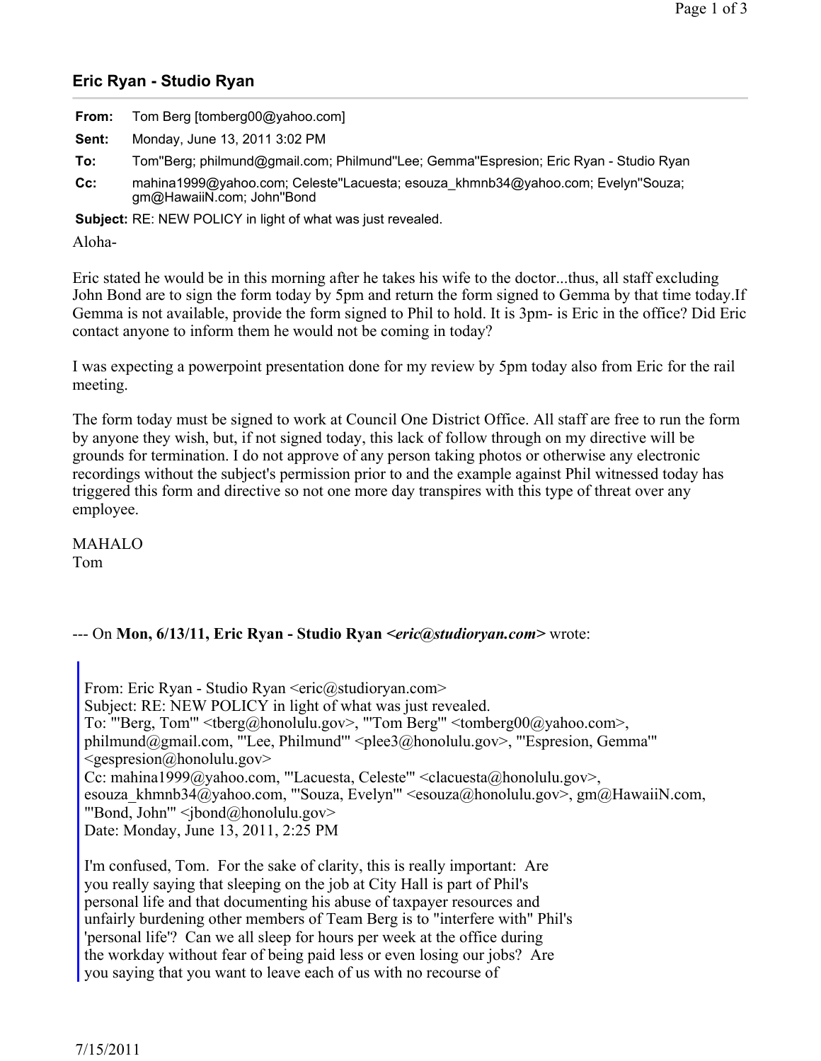## Eric Ryan - Studio Ryan

| | |
|---|---|
| **From:** | Tom Berg [tomberg00@yahoo.com] |
| **Sent:** | Monday, June 13, 2011 3:02 PM |
| **To:** | Tom''Berg; philmund@gmail.com; Philmund''Lee; Gemma''Espresion; Eric Ryan - Studio Ryan |
| **Cc:** | mahina1999@yahoo.com; Celeste''Lacuesta; esouza_khmnb34@yahoo.com; Evelyn''Souza; gm@HawaiiN.com; John''Bond |
| **Subject:** | RE: NEW POLICY in light of what was just revealed. |

Aloha-

Eric stated he would be in this morning after he takes his wife to the doctor...thus, all staff excluding John Bond are to sign the form today by 5pm and return the form signed to Gemma by that time today.If Gemma is not available, provide the form signed to Phil to hold. It is 3pm- is Eric in the office? Did Eric contact anyone to inform them he would not be coming in today?

I was expecting a powerpoint presentation done for my review by 5pm today also from Eric for the rail meeting.

The form today must be signed to work at Council One District Office. All staff are free to run the form by anyone they wish, but, if not signed today, this lack of follow through on my directive will be grounds for termination. I do not approve of any person taking photos or otherwise any electronic recordings without the subject's permission prior to and the example against Phil witnessed today has triggered this form and directive so not one more day transpires with this type of threat over any employee.

MAHALO
Tom

--- On **Mon, 6/13/11, Eric Ryan - Studio Ryan** ***<eric@studioryan.com>*** wrote:

> From: Eric Ryan - Studio Ryan <eric@studioryan.com>
> Subject: RE: NEW POLICY in light of what was just revealed.
> To: "'Berg, Tom'" <tberg@honolulu.gov>, "'Tom Berg'" <tomberg00@yahoo.com>, philmund@gmail.com, "'Lee, Philmund'" <plee3@honolulu.gov>, "'Espresion, Gemma'" <gespresion@honolulu.gov>
> Cc: mahina1999@yahoo.com, "'Lacuesta, Celeste'" <clacuesta@honolulu.gov>, esouza_khmnb34@yahoo.com, "'Souza, Evelyn'" <esouza@honolulu.gov>, gm@HawaiiN.com, "'Bond, John'" <jbond@honolulu.gov>
> Date: Monday, June 13, 2011, 2:25 PM
>
> I'm confused, Tom. For the sake of clarity, this is really important: Are you really saying that sleeping on the job at City Hall is part of Phil's personal life and that documenting his abuse of taxpayer resources and unfairly burdening other members of Team Berg is to "interfere with" Phil's 'personal life"? Can we all sleep for hours per week at the office during the workday without fear of being paid less or even losing our jobs? Are you saying that you want to leave each of us with no recourse of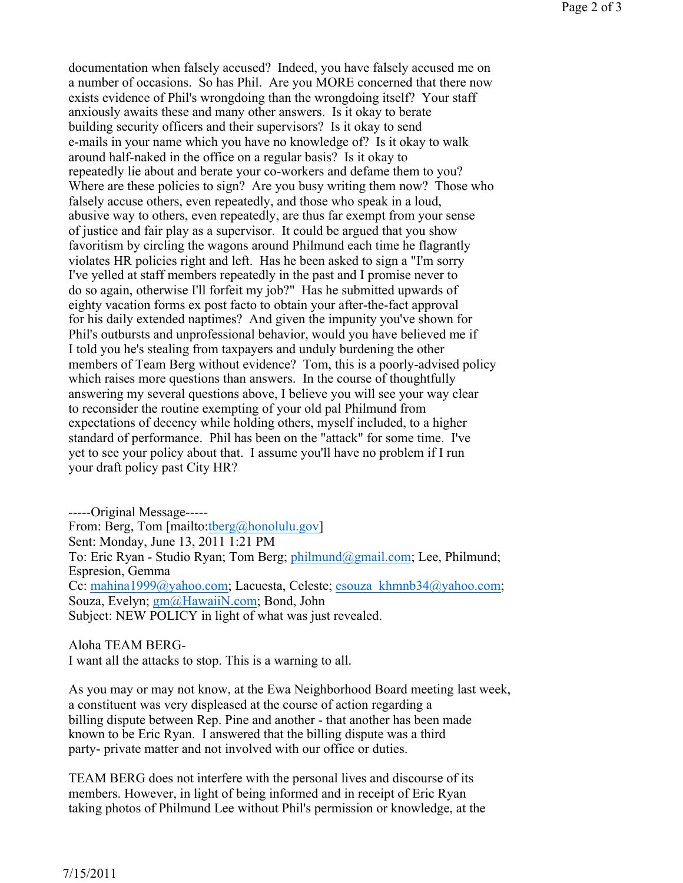documentation when falsely accused? Indeed, you have falsely accused me on a number of occasions. So has Phil. Are you MORE concerned that there now exists evidence of Phil's wrongdoing than the wrongdoing itself? Your staff anxiously awaits these and many other answers. Is it okay to berate building security officers and their supervisors? Is it okay to send e-mails in your name which you have no knowledge of? Is it okay to walk around half-naked in the office on a regular basis? Is it okay to repeatedly lie about and berate your co-workers and defame them to you? Where are these policies to sign? Are you busy writing them now? Those who falsely accuse others, even repeatedly, and those who speak in a loud, abusive way to others, even repeatedly, are thus far exempt from your sense of justice and fair play as a supervisor. It could be argued that you show favoritism by circling the wagons around Philmund each time he flagrantly violates HR policies right and left. Has he been asked to sign a "I'm sorry I've yelled at staff members repeatedly in the past and I promise never to do so again, otherwise I'll forfeit my job?" Has he submitted upwards of eighty vacation forms ex post facto to obtain your after-the-fact approval for his daily extended naptimes? And given the impunity you've shown for Phil's outbursts and unprofessional behavior, would you have believed me if I told you he's stealing from taxpayers and unduly burdening the other members of Team Berg without evidence? Tom, this is a poorly-advised policy which raises more questions than answers. In the course of thoughtfully answering my several questions above, I believe you will see your way clear to reconsider the routine exempting of your old pal Philmund from expectations of decency while holding others, myself included, to a higher standard of performance. Phil has been on the "attack" for some time. I've yet to see your policy about that. I assume you'll have no problem if I run your draft policy past City HR?

-----Original Message-----
From: Berg, Tom [mailto:tberg@honolulu.gov]
Sent: Monday, June 13, 2011 1:21 PM
To: Eric Ryan - Studio Ryan; Tom Berg; philmund@gmail.com; Lee, Philmund; Espresion, Gemma
Cc: mahina1999@yahoo.com; Lacuesta, Celeste; esouza_khmnb34@yahoo.com; Souza, Evelyn; gm@HawaiiN.com; Bond, John
Subject: NEW POLICY in light of what was just revealed.

Aloha TEAM BERG-
I want all the attacks to stop. This is a warning to all.

As you may or may not know, at the Ewa Neighborhood Board meeting last week, a constituent was very displeased at the course of action regarding a billing dispute between Rep. Pine and another - that another has been made known to be Eric Ryan. I answered that the billing dispute was a third party- private matter and not involved with our office or duties.

TEAM BERG does not interfere with the personal lives and discourse of its members. However, in light of being informed and in receipt of Eric Ryan taking photos of Philmund Lee without Phil's permission or knowledge, at the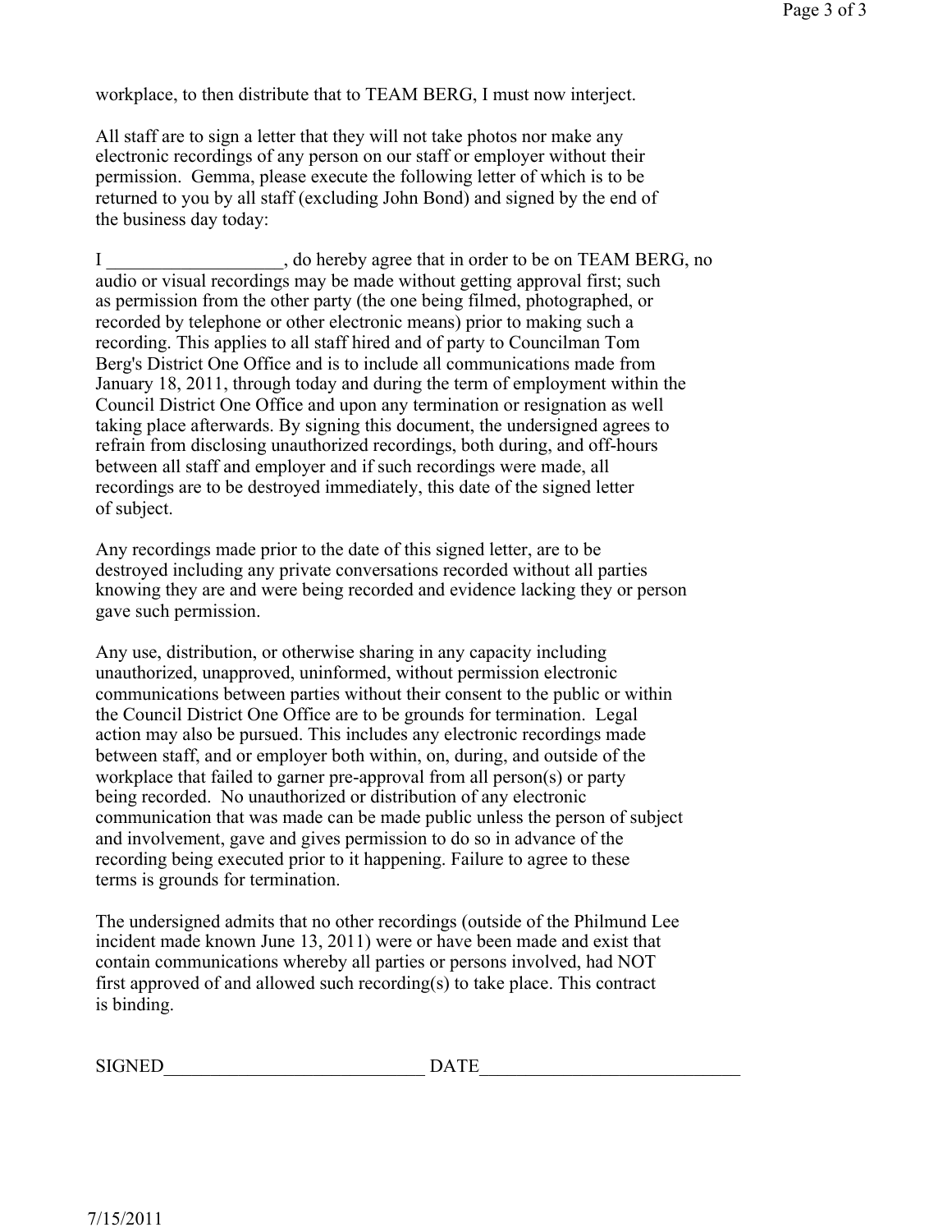workplace, to then distribute that to TEAM BERG, I must now interject.

All staff are to sign a letter that they will not take photos nor make any electronic recordings of any person on our staff or employer without their permission. Gemma, please execute the following letter of which is to be returned to you by all staff (excluding John Bond) and signed by the end of the business day today:

I ___________________, do hereby agree that in order to be on TEAM BERG, no audio or visual recordings may be made without getting approval first; such as permission from the other party (the one being filmed, photographed, or recorded by telephone or other electronic means) prior to making such a recording. This applies to all staff hired and of party to Councilman Tom Berg's District One Office and is to include all communications made from January 18, 2011, through today and during the term of employment within the Council District One Office and upon any termination or resignation as well taking place afterwards. By signing this document, the undersigned agrees to refrain from disclosing unauthorized recordings, both during, and off-hours between all staff and employer and if such recordings were made, all recordings are to be destroyed immediately, this date of the signed letter of subject.

Any recordings made prior to the date of this signed letter, are to be destroyed including any private conversations recorded without all parties knowing they are and were being recorded and evidence lacking they or person gave such permission.

Any use, distribution, or otherwise sharing in any capacity including unauthorized, unapproved, uninformed, without permission electronic communications between parties without their consent to the public or within the Council District One Office are to be grounds for termination. Legal action may also be pursued. This includes any electronic recordings made between staff, and or employer both within, on, during, and outside of the workplace that failed to garner pre-approval from all person(s) or party being recorded. No unauthorized or distribution of any electronic communication that was made can be made public unless the person of subject and involvement, gave and gives permission to do so in advance of the recording being executed prior to it happening. Failure to agree to these terms is grounds for termination.

The undersigned admits that no other recordings (outside of the Philmund Lee incident made known June 13, 2011) were or have been made and exist that contain communications whereby all parties or persons involved, had NOT first approved of and allowed such recording(s) to take place. This contract is binding.

SIGNED____________________________ DATE____________________________

7/15/2011